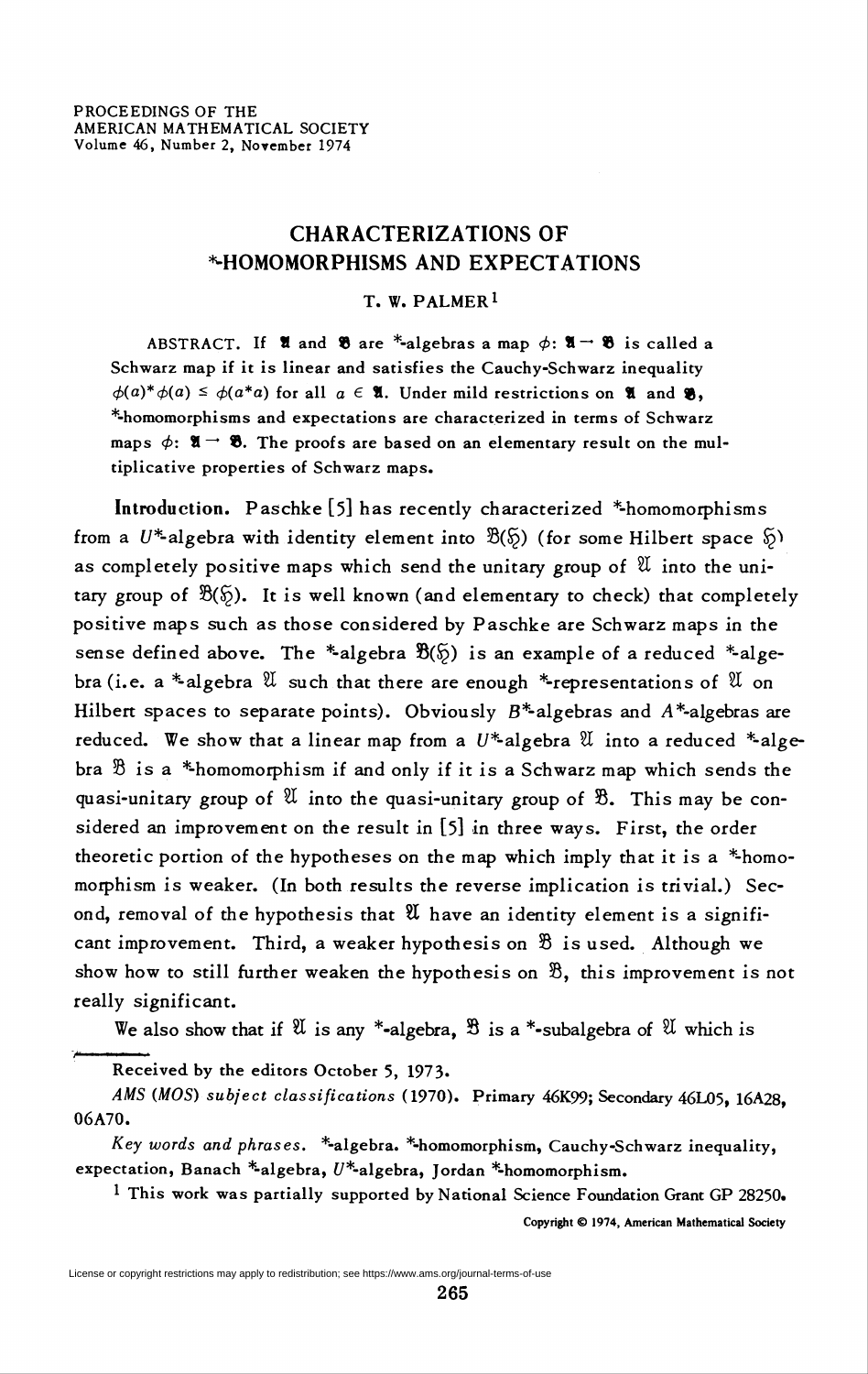PROCEEDINGS OF THE
AMERICAN MATHEMATICAL SOCIETY
Volume 46, Number 2, November 1974

# CHARACTERIZATIONS OF *-HOMOMORPHISMS AND EXPECTATIONS

T. W. PALMER[1]

ABSTRACT. If $\mathfrak{A}$ and $\mathfrak{B}$ are *-algebras a map $\phi: \mathfrak{A} \to \mathfrak{B}$ is called a Schwarz map if it is linear and satisfies the Cauchy-Schwarz inequality $\phi(a)^*\phi(a) \leq \phi(a^*a)$ for all $a \in \mathfrak{A}$. Under mild restrictions on $\mathfrak{A}$ and $\mathfrak{B}$, *-homomorphisms and expectations are characterized in terms of Schwarz maps $\phi: \mathfrak{A} \to \mathfrak{B}$. The proofs are based on an elementary result on the multiplicative properties of Schwarz maps.

**Introduction.** Paschke [5] has recently characterized *-homomorphisms from a $U^*$-algebra with identity element into $\mathfrak{B}(\mathfrak{H})$ (for some Hilbert space $\mathfrak{H}$) as completely positive maps which send the unitary group of $\mathfrak{A}$ into the unitary group of $\mathfrak{B}(\mathfrak{H})$. It is well known (and elementary to check) that completely positive maps such as those considered by Paschke are Schwarz maps in the sense defined above. The *-algebra $\mathfrak{B}(\mathfrak{H})$ is an example of a reduced *-algebra (i.e. a *-algebra $\mathfrak{A}$ such that there are enough *-representations of $\mathfrak{A}$ on Hilbert spaces to separate points). Obviously $B^*$-algebras and $A^*$-algebras are reduced. We show that a linear map from a $U^*$-algebra $\mathfrak{A}$ into a reduced *-algebra $\mathfrak{B}$ is a *-homomorphism if and only if it is a Schwarz map which sends the quasi-unitary group of $\mathfrak{A}$ into the quasi-unitary group of $\mathfrak{B}$. This may be considered an improvement on the result in [5] in three ways. First, the order theoretic portion of the hypotheses on the map which imply that it is a *-homomorphism is weaker. (In both results the reverse implication is trivial.) Second, removal of the hypothesis that $\mathfrak{A}$ have an identity element is a significant improvement. Third, a weaker hypothesis on $\mathfrak{B}$ is used. Although we show how to still further weaken the hypothesis on $\mathfrak{B}$, this improvement is not really significant.

We also show that if $\mathfrak{A}$ is any *-algebra, $\mathfrak{B}$ is a *-subalgebra of $\mathfrak{A}$ which is

Received by the editors October 5, 1973.

*AMS (MOS) subject classifications* (1970). Primary 46K99; Secondary 46L05, 16A28, 06A70.

*Key words and phrases.* *-algebra, *-homomorphism, Cauchy-Schwarz inequality, expectation, Banach *-algebra, $U^*$-algebra, Jordan *-homomorphism.

[1] This work was partially supported by National Science Foundation Grant GP 28250.

Copyright © 1974, American Mathematical Society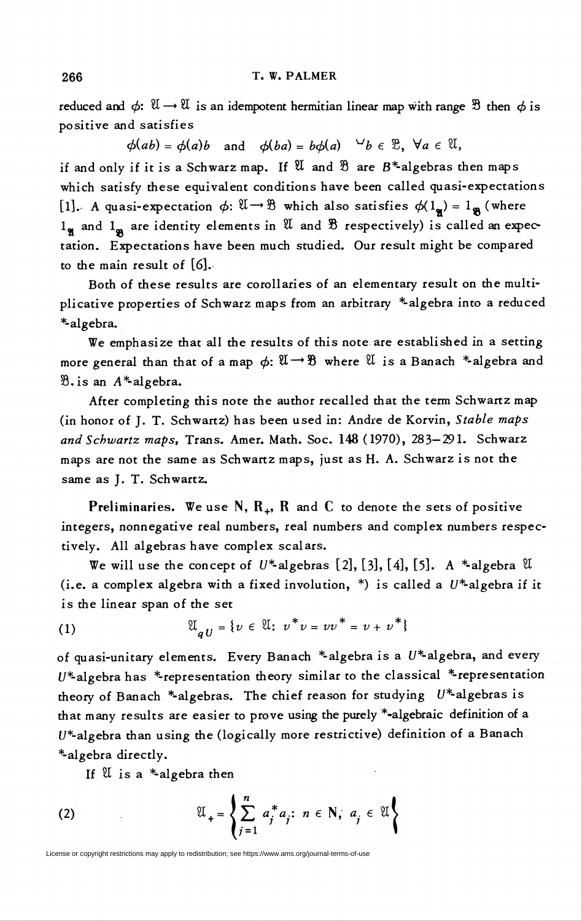reduced and $\phi: \mathfrak{A} \to \mathfrak{A}$ is an idempotent hermitian linear map with range $\mathfrak{B}$ then $\phi$ is positive and satisfies

$$\phi(ab) = \phi(a)b \quad \text{and} \quad \phi(ba) = b\phi(a) \quad \forall b \in \mathfrak{B}, \ \forall a \in \mathfrak{A},$$

if and only if it is a Schwarz map. If $\mathfrak{A}$ and $\mathfrak{B}$ are $B^*$-algebras then maps which satisfy these equivalent conditions have been called quasi-expectations [1]. A quasi-expectation $\phi: \mathfrak{A} \to \mathfrak{B}$ which also satisfies $\phi(1_{\mathfrak{A}}) = 1_{\mathfrak{B}}$ (where $1_{\mathfrak{A}}$ and $1_{\mathfrak{B}}$ are identity elements in $\mathfrak{A}$ and $\mathfrak{B}$ respectively) is called an expectation. Expectations have been much studied. Our result might be compared to the main result of [6].

Both of these results are corollaries of an elementary result on the multiplicative properties of Schwarz maps from an arbitrary \*-algebra into a reduced \*-algebra.

We emphasize that all the results of this note are established in a setting more general than that of a map $\phi: \mathfrak{A} \to \mathfrak{B}$ where $\mathfrak{A}$ is a Banach \*-algebra and $\mathfrak{B}$ is an $A^*$-algebra.

After completing this note the author recalled that the term Schwartz map (in honor of J. T. Schwartz) has been used in: Andre de Korvin, *Stable maps and Schwartz maps*, Trans. Amer. Math. Soc. **148** (1970), 283–291. Schwarz maps are not the same as Schwartz maps, just as H. A. Schwarz is not the same as J. T. Schwartz.

**Preliminaries.** We use $\mathbf{N}$, $\mathbf{R}_+$, $\mathbf{R}$ and $\mathbf{C}$ to denote the sets of positive integers, nonnegative real numbers, real numbers and complex numbers respectively. All algebras have complex scalars.

We will use the concept of $U^*$-algebras [2], [3], [4], [5]. A \*-algebra $\mathfrak{A}$ (i.e. a complex algebra with a fixed involution, \*) is called a $U^*$-algebra if it is the linear span of the set

$$\mathfrak{A}_{qU} = \{v \in \mathfrak{A}: v^*v = vv^* = v + v^*\} \tag{1}$$

of quasi-unitary elements. Every Banach \*-algebra is a $U^*$-algebra, and every $U^*$-algebra has \*-representation theory similar to the classical \*-representation theory of Banach \*-algebras. The chief reason for studying $U^*$-algebras is that many results are easier to prove using the purely \*-algebraic definition of a $U^*$-algebra than using the (logically more restrictive) definition of a Banach \*-algebra directly.

If $\mathfrak{A}$ is a \*-algebra then

$$\mathfrak{A}_+ = \left\{ \sum_{j=1}^{n} a_j^* a_j : n \in \mathbf{N}, \ a_j \in \mathfrak{A} \right\} \tag{2}$$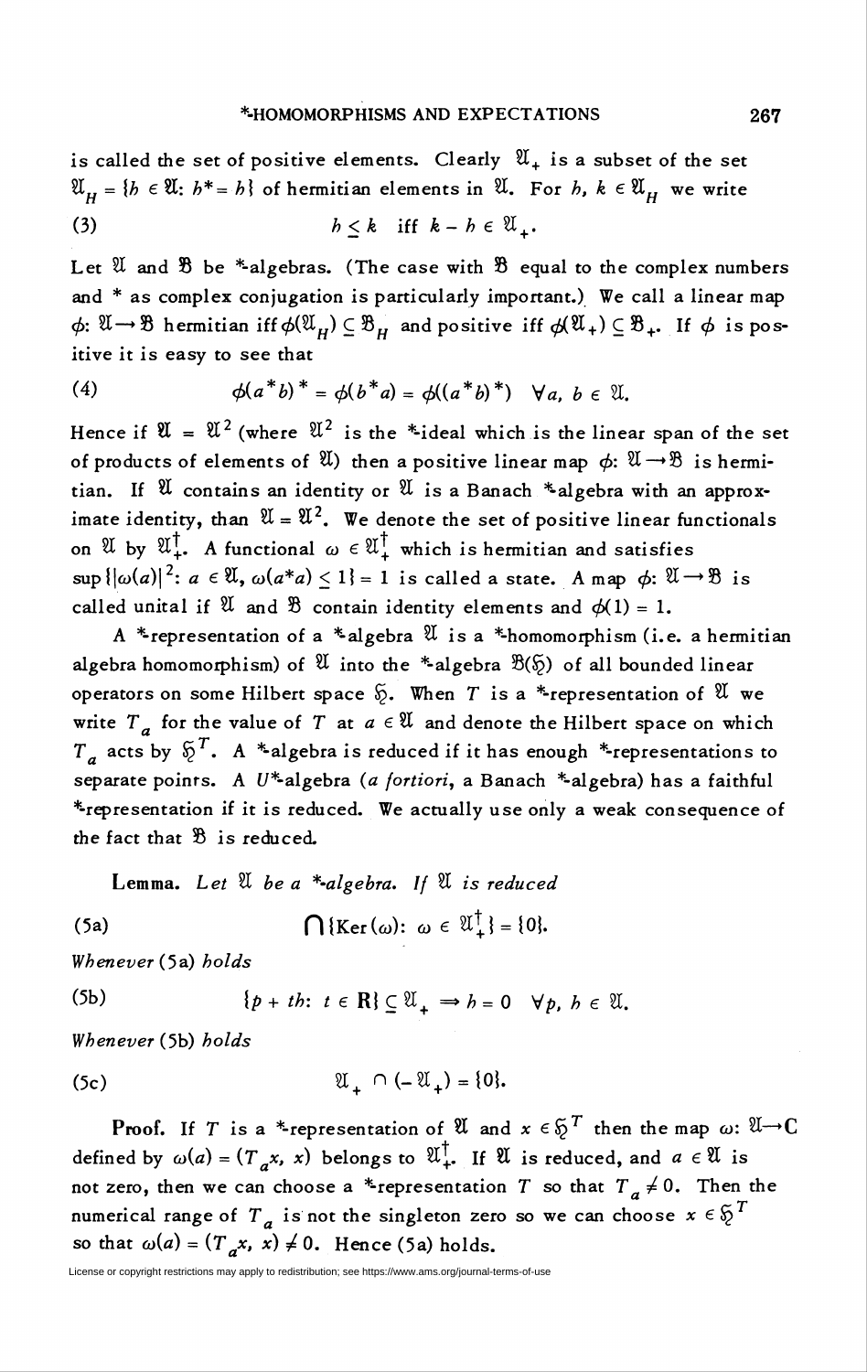is called the set of positive elements. Clearly $\mathfrak{A}_+$ is a subset of the set $\mathfrak{A}_H = \{h \in \mathfrak{A}: h^* = h\}$ of hermitian elements in $\mathfrak{A}$. For $h, k \in \mathfrak{A}_H$ we write

$$(3) \qquad h \leq k \quad \text{iff} \quad k - h \in \mathfrak{A}_+.$$

Let $\mathfrak{A}$ and $\mathfrak{B}$ be *-algebras. (The case with $\mathfrak{B}$ equal to the complex numbers and * as complex conjugation is particularly important.) We call a linear map $\phi: \mathfrak{A} \to \mathfrak{B}$ hermitian iff $\phi(\mathfrak{A}_H) \subseteq \mathfrak{B}_H$ and positive iff $\phi(\mathfrak{A}_+) \subseteq \mathfrak{B}_+$. If $\phi$ is positive it is easy to see that

$$(4) \qquad \phi(a^*b)^* = \phi(b^*a) = \phi((a^*b)^*) \quad \forall a, b \in \mathfrak{A}.$$

Hence if $\mathfrak{A} = \mathfrak{A}^2$ (where $\mathfrak{A}^2$ is the *-ideal which is the linear span of the set of products of elements of $\mathfrak{A}$) then a positive linear map $\phi: \mathfrak{A} \to \mathfrak{B}$ is hermitian. If $\mathfrak{A}$ contains an identity or $\mathfrak{A}$ is a Banach *-algebra with an approximate identity, than $\mathfrak{A} = \mathfrak{A}^2$. We denote the set of positive linear functionals on $\mathfrak{A}$ by $\mathfrak{A}_+^\dagger$. A functional $\omega \in \mathfrak{A}_+^\dagger$ which is hermitian and satisfies $\sup\{|\omega(a)|^2: a \in \mathfrak{A}, \omega(a^*a) \leq 1\} = 1$ is called a state. A map $\phi: \mathfrak{A} \to \mathfrak{B}$ is called unital if $\mathfrak{A}$ and $\mathfrak{B}$ contain identity elements and $\phi(1) = 1$.

A *-representation of a *-algebra $\mathfrak{A}$ is a *-homomorphism (i.e. a hermitian algebra homomorphism) of $\mathfrak{A}$ into the *-algebra $\mathfrak{B}(\mathfrak{H})$ of all bounded linear operators on some Hilbert space $\mathfrak{H}$. When $T$ is a *-representation of $\mathfrak{A}$ we write $T_a$ for the value of $T$ at $a \in \mathfrak{A}$ and denote the Hilbert space on which $T_a$ acts by $\mathfrak{H}^T$. A *-algebra is reduced if it has enough *-representations to separate poinrs. A $U^*$-algebra (*a fortiori*, a Banach *-algebra) has a faithful *-representation if it is reduced. We actually use only a weak consequence of the fact that $\mathfrak{B}$ is reduced.

**Lemma.** *Let $\mathfrak{A}$ be a *-algebra. If $\mathfrak{A}$ is reduced*

$$(5\text{a}) \qquad \bigcap\{\operatorname{Ker}(\omega): \omega \in \mathfrak{A}_+^\dagger\} = \{0\}.$$

*Whenever* (5a) *holds*

$$(5\text{b}) \qquad \{p + th: t \in \mathbf{R}\} \subseteq \mathfrak{A}_+ \Rightarrow h = 0 \quad \forall p, h \in \mathfrak{A}.$$

*Whenever* (5b) *holds*

$$(5\text{c}) \qquad \mathfrak{A}_+ \cap (-\mathfrak{A}_+) = \{0\}.$$

**Proof.** If $T$ is a *-representation of $\mathfrak{A}$ and $x \in \mathfrak{H}^T$ then the map $\omega: \mathfrak{A} \to \mathbf{C}$ defined by $\omega(a) = (T_a x, x)$ belongs to $\mathfrak{A}_+^\dagger$. If $\mathfrak{A}$ is reduced, and $a \in \mathfrak{A}$ is not zero, then we can choose a *-representation $T$ so that $T_a \neq 0$. Then the numerical range of $T_a$ is not the singleton zero so we can choose $x \in \mathfrak{H}^T$ so that $\omega(a) = (T_a x, x) \neq 0$. Hence (5a) holds.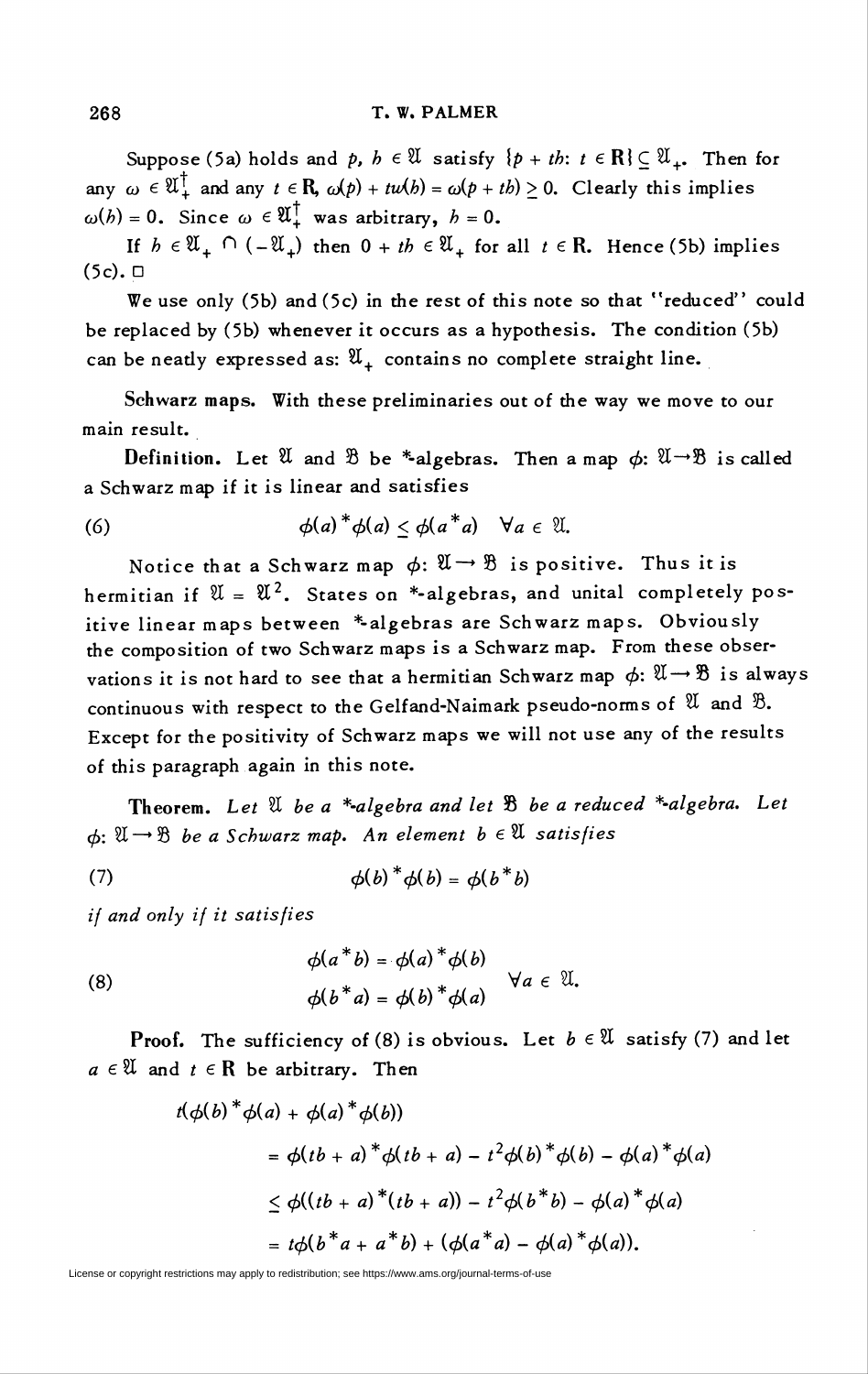Suppose (5a) holds and $p, h \in \mathfrak{A}$ satisfy $\{p + th: t \in \mathbf{R}\} \subseteq \mathfrak{A}_+$. Then for any $\omega \in \mathfrak{A}_+^\dagger$ and any $t \in \mathbf{R}$, $\omega(p) + t\omega(h) = \omega(p + th) \geq 0$. Clearly this implies $\omega(h) = 0$. Since $\omega \in \mathfrak{A}_+^\dagger$ was arbitrary, $h = 0$.

If $h \in \mathfrak{A}_+ \cap (-\mathfrak{A}_+)$ then $0 + th \in \mathfrak{A}_+$ for all $t \in \mathbf{R}$. Hence (5b) implies (5c). $\square$

We use only (5b) and (5c) in the rest of this note so that "reduced" could be replaced by (5b) whenever it occurs as a hypothesis. The condition (5b) can be neatly expressed as: $\mathfrak{A}_+$ contains no complete straight line.

**Schwarz maps.** With these preliminaries out of the way we move to our main result.

**Definition.** Let $\mathfrak{A}$ and $\mathfrak{B}$ be \*-algebras. Then a map $\phi: \mathfrak{A} \to \mathfrak{B}$ is called a Schwarz map if it is linear and satisfies

$$\phi(a)^*\phi(a) \leq \phi(a^*a) \quad \forall a \in \mathfrak{A}. \tag{6}$$

Notice that a Schwarz map $\phi: \mathfrak{A} \to \mathfrak{B}$ is positive. Thus it is hermitian if $\mathfrak{A} = \mathfrak{A}^2$. States on \*-algebras, and unital completely positive linear maps between \*-algebras are Schwarz maps. Obviously the composition of two Schwarz maps is a Schwarz map. From these observations it is not hard to see that a hermitian Schwarz map $\phi: \mathfrak{A} \to \mathfrak{B}$ is always continuous with respect to the Gelfand-Naimark pseudo-norms of $\mathfrak{A}$ and $\mathfrak{B}$. Except for the positivity of Schwarz maps we will not use any of the results of this paragraph again in this note.

**Theorem.** *Let $\mathfrak{A}$ be a \*-algebra and let $\mathfrak{B}$ be a reduced \*-algebra. Let $\phi: \mathfrak{A} \to \mathfrak{B}$ be a Schwarz map. An element $b \in \mathfrak{A}$ satisfies*

$$\phi(b)^*\phi(b) = \phi(b^*b) \tag{7}$$

*if and only if it satisfies*

$$\left.\begin{aligned} \phi(a^*b) &= \phi(a)^*\phi(b) \\ \phi(b^*a) &= \phi(b)^*\phi(a) \end{aligned}\right\} \quad \forall a \in \mathfrak{A}. \tag{8}$$

**Proof.** The sufficiency of (8) is obvious. Let $b \in \mathfrak{A}$ satisfy (7) and let $a \in \mathfrak{A}$ and $t \in \mathbf{R}$ be arbitrary. Then

$$\begin{aligned} t(\phi(b)^*\phi(a) + \phi(a)^*\phi(b)) &= \phi(tb + a)^*\phi(tb + a) - t^2\phi(b)^*\phi(b) - \phi(a)^*\phi(a) \\ &\leq \phi((tb + a)^*(tb + a)) - t^2\phi(b^*b) - \phi(a)^*\phi(a) \\ &= t\phi(b^*a + a^*b) + (\phi(a^*a) - \phi(a)^*\phi(a)). \end{aligned}$$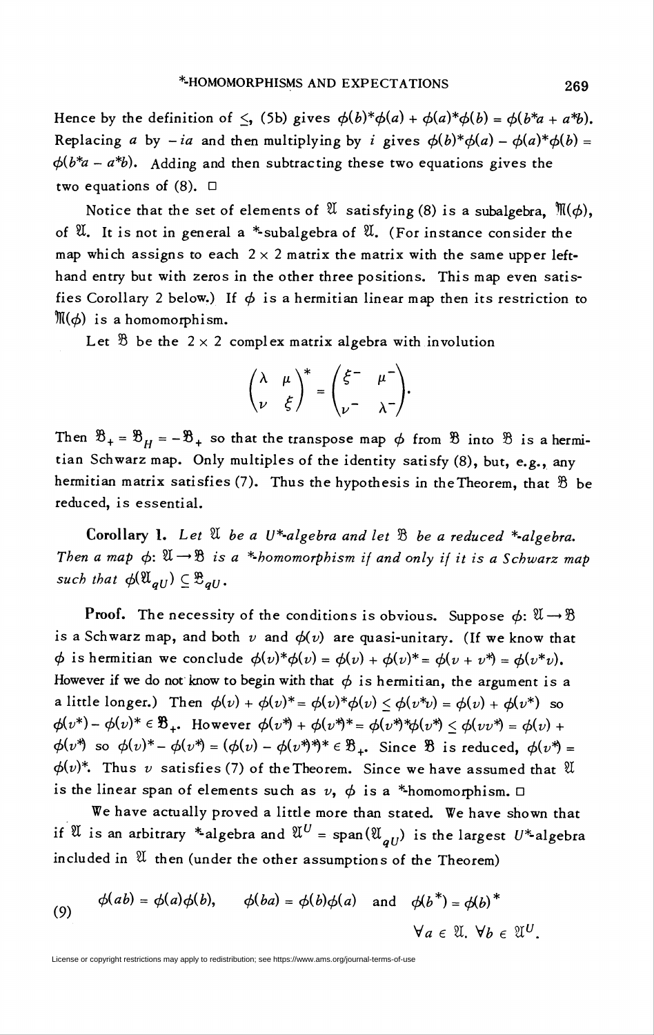Hence by the definition of $\leq$, (5b) gives $\phi(b)^*\phi(a) + \phi(a)^*\phi(b) = \phi(b^*a + a^*b)$. Replacing $a$ by $-ia$ and then multiplying by $i$ gives $\phi(b)^*\phi(a) - \phi(a)^*\phi(b) = \phi(b^*a - a^*b)$. Adding and then subtracting these two equations gives the two equations of (8). $\square$

Notice that the set of elements of $\mathfrak{A}$ satisfying (8) is a subalgebra, $\mathfrak{M}(\phi)$, of $\mathfrak{A}$. It is not in general a $*$-subalgebra of $\mathfrak{A}$. (For instance consider the map which assigns to each $2 \times 2$ matrix the matrix with the same upper left-hand entry but with zeros in the other three positions. This map even satisfies Corollary 2 below.) If $\phi$ is a hermitian linear map then its restriction to $\mathfrak{M}(\phi)$ is a homomorphism.

Let $\mathfrak{B}$ be the $2 \times 2$ complex matrix algebra with involution

$$\begin{pmatrix} \lambda & \mu \\ \nu & \xi \end{pmatrix}^* = \begin{pmatrix} \xi^- & \mu^- \\ \nu^- & \lambda^- \end{pmatrix}.$$

Then $\mathfrak{B}_+ = \mathfrak{B}_H = -\mathfrak{B}_+$ so that the transpose map $\phi$ from $\mathfrak{B}$ into $\mathfrak{B}$ is a hermitian Schwarz map. Only multiples of the identity satisfy (8), but, e.g., any hermitian matrix satisfies (7). Thus the hypothesis in the Theorem, that $\mathfrak{B}$ be reduced, is essential.

**Corollary 1.** *Let $\mathfrak{A}$ be a $U^*$-algebra and let $\mathfrak{B}$ be a reduced $*$-algebra. Then a map $\phi \colon \mathfrak{A} \to \mathfrak{B}$ is a $*$-homomorphism if and only if it is a Schwarz map such that $\phi(\mathfrak{A}_{qU}) \subseteq \mathfrak{B}_{qU}$.*

**Proof.** The necessity of the conditions is obvious. Suppose $\phi \colon \mathfrak{A} \to \mathfrak{B}$ is a Schwarz map, and both $v$ and $\phi(v)$ are quasi-unitary. (If we know that $\phi$ is hermitian we conclude $\phi(v)^*\phi(v) = \phi(v) + \phi(v)^* = \phi(v + v^*) = \phi(v^*v)$. However if we do not know to begin with that $\phi$ is hermitian, the argument is a a little longer.) Then $\phi(v) + \phi(v)^* = \phi(v)^*\phi(v) \leq \phi(v^*v) = \phi(v) + \phi(v^*)$ so $\phi(v^*) - \phi(v)^* \in \mathfrak{B}_+$. However $\phi(v^*) + \phi(v^*)^* = \phi(v^*)^*\phi(v^*) \leq \phi(vv^*) = \phi(v) + \phi(v^*)$ so $\phi(v)^* - \phi(v^*) = (\phi(v) - \phi(v^*)^*)^* \in \mathfrak{B}_+$. Since $\mathfrak{B}$ is reduced, $\phi(v^*) = \phi(v)^*$. Thus $v$ satisfies (7) of the Theorem. Since we have assumed that $\mathfrak{A}$ is the linear span of elements such as $v$, $\phi$ is a $*$-homomorphism. $\square$

We have actually proved a little more than stated. We have shown that if $\mathfrak{A}$ is an arbitrary $*$-algebra and $\mathfrak{A}^U = \operatorname{span}(\mathfrak{A}_{qU})$ is the largest $U^*$-algebra included in $\mathfrak{A}$ then (under the other assumptions of the Theorem)

$$\phi(ab) = \phi(a)\phi(b), \qquad \phi(ba) = \phi(b)\phi(a) \quad \text{and} \quad \phi(b^*) = \phi(b)^* \qquad \forall a \in \mathfrak{A}.\ \forall b \in \mathfrak{A}^U. \tag{9}$$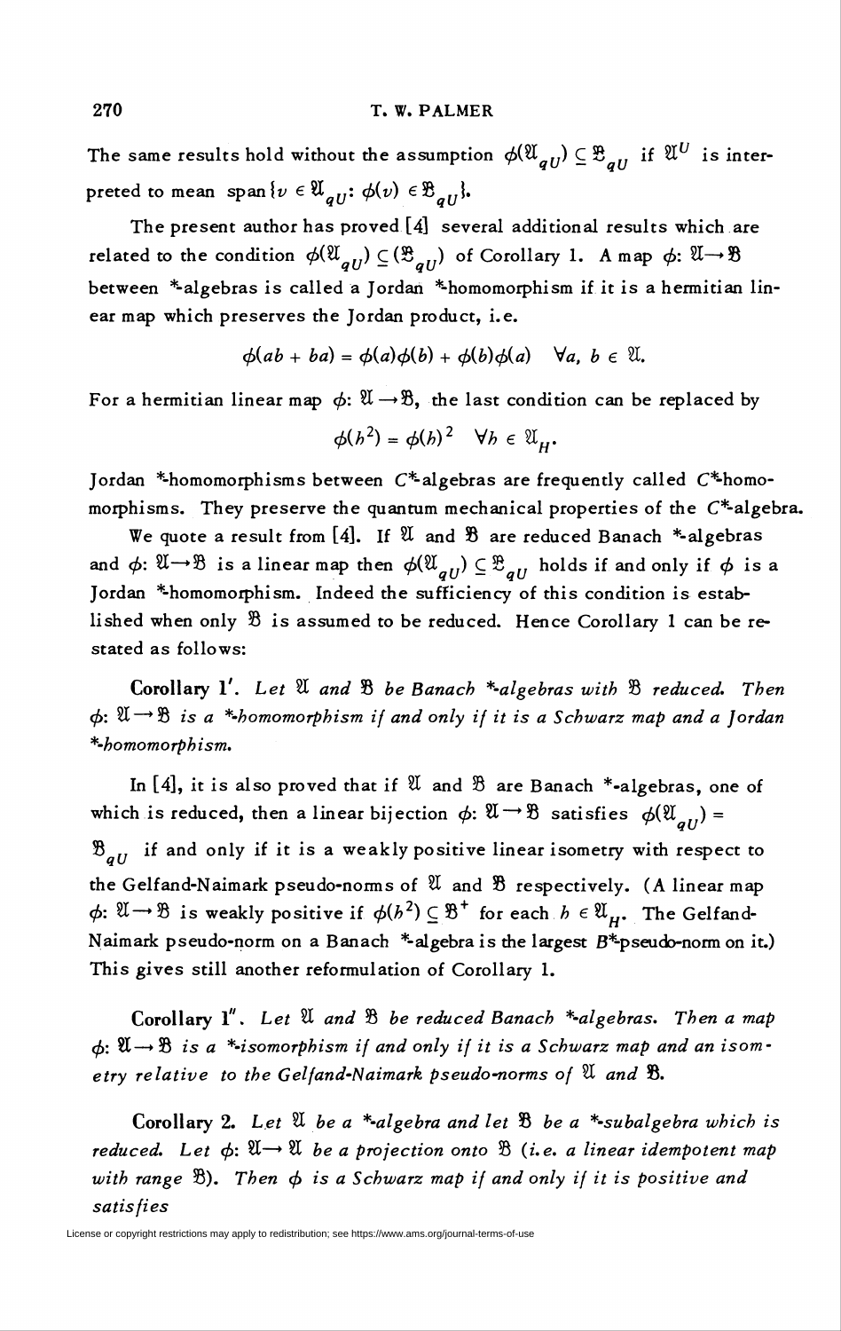The same results hold without the assumption $\phi(\mathfrak{A}_{qU}) \subseteq \mathfrak{B}_{qU}$ if $\mathfrak{A}^U$ is interpreted to mean $\operatorname{span}\{v \in \mathfrak{A}_{qU}: \phi(v) \in \mathfrak{B}_{qU}\}$.

The present author has proved [4] several additional results which are related to the condition $\phi(\mathfrak{A}_{qU}) \subseteq (\mathfrak{B}_{qU})$ of Corollary 1. A map $\phi: \mathfrak{A} \to \mathfrak{B}$ between \*-algebras is called a Jordan \*-homomorphism if it is a hermitian linear map which preserves the Jordan product, i.e.

$$\phi(ab + ba) = \phi(a)\phi(b) + \phi(b)\phi(a) \quad \forall a, b \in \mathfrak{A}.$$

For a hermitian linear map $\phi: \mathfrak{A} \to \mathfrak{B}$, the last condition can be replaced by

$$\phi(h^2) = \phi(h)^2 \quad \forall h \in \mathfrak{A}_H.$$

Jordan \*-homomorphisms between $C^*$-algebras are frequently called $C^*$-homomorphisms. They preserve the quantum mechanical properties of the $C^*$-algebra.

We quote a result from [4]. If $\mathfrak{A}$ and $\mathfrak{B}$ are reduced Banach \*-algebras and $\phi: \mathfrak{A} \to \mathfrak{B}$ is a linear map then $\phi(\mathfrak{A}_{qU}) \subseteq \mathfrak{B}_{qU}$ holds if and only if $\phi$ is a Jordan \*-homomorphism. Indeed the sufficiency of this condition is established when only $\mathfrak{B}$ is assumed to be reduced. Hence Corollary 1 can be restated as follows:

**Corollary 1′.** *Let $\mathfrak{A}$ and $\mathfrak{B}$ be Banach \*-algebras with $\mathfrak{B}$ reduced. Then $\phi: \mathfrak{A} \to \mathfrak{B}$ is a \*-homomorphism if and only if it is a Schwarz map and a Jordan \*-homomorphism.*

In [4], it is also proved that if $\mathfrak{A}$ and $\mathfrak{B}$ are Banach \*-algebras, one of which is reduced, then a linear bijection $\phi: \mathfrak{A} \to \mathfrak{B}$ satisfies $\phi(\mathfrak{A}_{qU}) = \mathfrak{B}_{qU}$ if and only if it is a weakly positive linear isometry with respect to the Gelfand-Naimark pseudo-norms of $\mathfrak{A}$ and $\mathfrak{B}$ respectively. (A linear map $\phi: \mathfrak{A} \to \mathfrak{B}$ is weakly positive if $\phi(h^2) \subseteq \mathfrak{B}^+$ for each $h \in \mathfrak{A}_H$. The Gelfand-Naimark pseudo-norm on a Banach \*-algebra is the largest $B^*$-pseudo-norm on it.) This gives still another reformulation of Corollary 1.

**Corollary 1″.** *Let $\mathfrak{A}$ and $\mathfrak{B}$ be reduced Banach \*-algebras. Then a map $\phi: \mathfrak{A} \to \mathfrak{B}$ is a \*-isomorphism if and only if it is a Schwarz map and an isometry relative to the Gelfand-Naimark pseudo-norms of $\mathfrak{A}$ and $\mathfrak{B}$.*

**Corollary 2.** *Let $\mathfrak{A}$ be a \*-algebra and let $\mathfrak{B}$ be a \*-subalgebra which is reduced. Let $\phi: \mathfrak{A} \to \mathfrak{A}$ be a projection onto $\mathfrak{B}$ (i.e. a linear idempotent map with range $\mathfrak{B}$). Then $\phi$ is a Schwarz map if and only if it is positive and satisfies*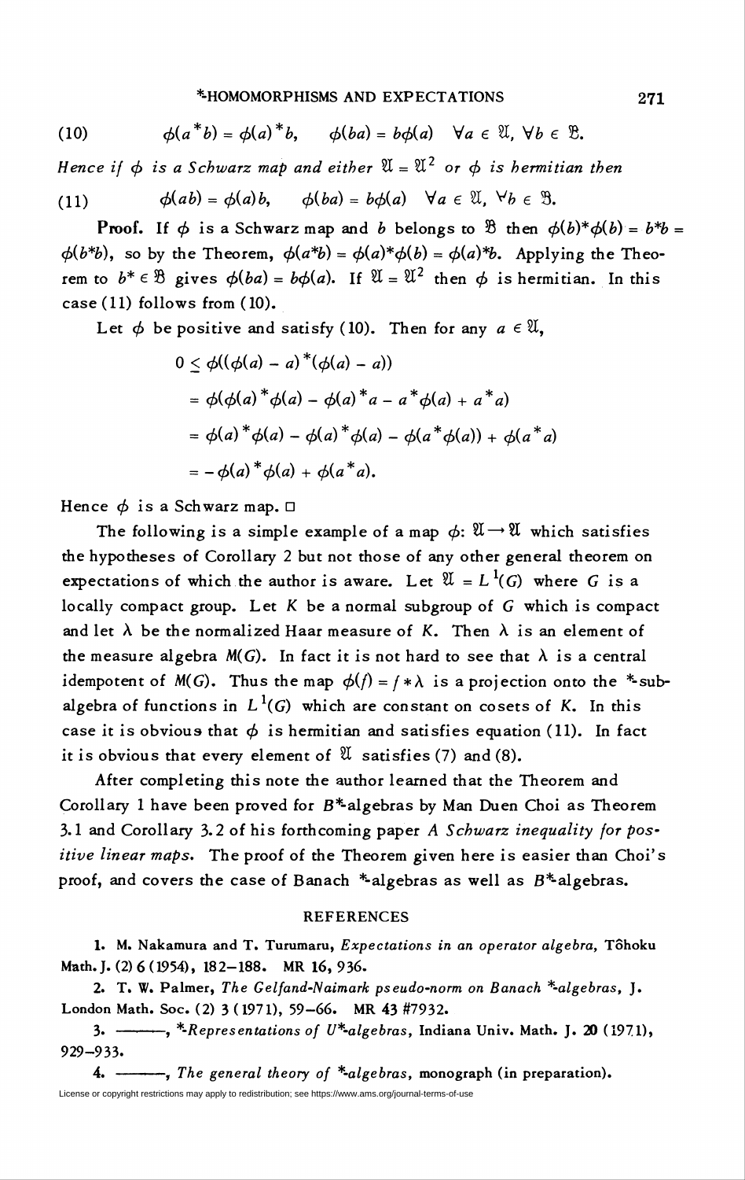$$\phi(a^*b) = \phi(a)^*b, \qquad \phi(ba) = b\phi(a) \quad \forall a \in \mathfrak{A}, \forall b \in \mathfrak{B}. \tag{10}$$

*Hence if $\phi$ is a Schwarz map and either $\mathfrak{A} = \mathfrak{A}^2$ or $\phi$ is hermitian then*

$$\phi(ab) = \phi(a)b, \qquad \phi(ba) = b\phi(a) \quad \forall a \in \mathfrak{A}, \forall b \in \mathfrak{B}. \tag{11}$$

**Proof.** If $\phi$ is a Schwarz map and $b$ belongs to $\mathfrak{B}$ then $\phi(b)^*\phi(b) = b^*b = \phi(b^*b)$, so by the Theorem, $\phi(a^*b) = \phi(a)^*\phi(b) = \phi(a)^*b$. Applying the Theorem to $b^* \in \mathfrak{B}$ gives $\phi(ba) = b\phi(a)$. If $\mathfrak{A} = \mathfrak{A}^2$ then $\phi$ is hermitian. In this case (11) follows from (10).

Let $\phi$ be positive and satisfy (10). Then for any $a \in \mathfrak{A}$,

$$\begin{aligned}
0 &\le \phi((\phi(a) - a)^*(\phi(a) - a)) \\
&= \phi(\phi(a)^*\phi(a) - \phi(a)^*a - a^*\phi(a) + a^*a) \\
&= \phi(a)^*\phi(a) - \phi(a)^*\phi(a) - \phi(a^*\phi(a)) + \phi(a^*a) \\
&= -\phi(a)^*\phi(a) + \phi(a^*a).
\end{aligned}$$

Hence $\phi$ is a Schwarz map. □

The following is a simple example of a map $\phi: \mathfrak{A} \to \mathfrak{A}$ which satisfies the hypotheses of Corollary 2 but not those of any other general theorem on expectations of which the author is aware. Let $\mathfrak{A} = L^1(G)$ where $G$ is a locally compact group. Let $K$ be a normal subgroup of $G$ which is compact and let $\lambda$ be the normalized Haar measure of $K$. Then $\lambda$ is an element of the measure algebra $M(G)$. In fact it is not hard to see that $\lambda$ is a central idempotent of $M(G)$. Thus the map $\phi(f) = f * \lambda$ is a projection onto the *-subalgebra of functions in $L^1(G)$ which are constant on cosets of $K$. In this case it is obvious that $\phi$ is hermitian and satisfies equation (11). In fact it is obvious that every element of $\mathfrak{A}$ satisfies (7) and (8).

After completing this note the author learned that the Theorem and Corollary 1 have been proved for $B^*$-algebras by Man Duen Choi as Theorem 3.1 and Corollary 3.2 of his forthcoming paper *A Schwarz inequality for positive linear maps*. The proof of the Theorem given here is easier than Choi's proof, and covers the case of Banach *-algebras as well as $B^*$-algebras.

## REFERENCES

1. M. Nakamura and T. Turumaru, *Expectations in an operator algebra*, Tôhoku Math. J. (2) 6 (1954), 182–188. MR 16, 936.

2. T. W. Palmer, *The Gelfand-Naimark pseudo-norm on Banach *-algebras*, J. London Math. Soc. (2) 3 (1971), 59–66. MR 43 #7932.

3. ———, **-Representations of $U^*$-algebras*, Indiana Univ. Math. J. 20 (1971), 929–933.

4. ———, *The general theory of *-algebras*, monograph (in preparation).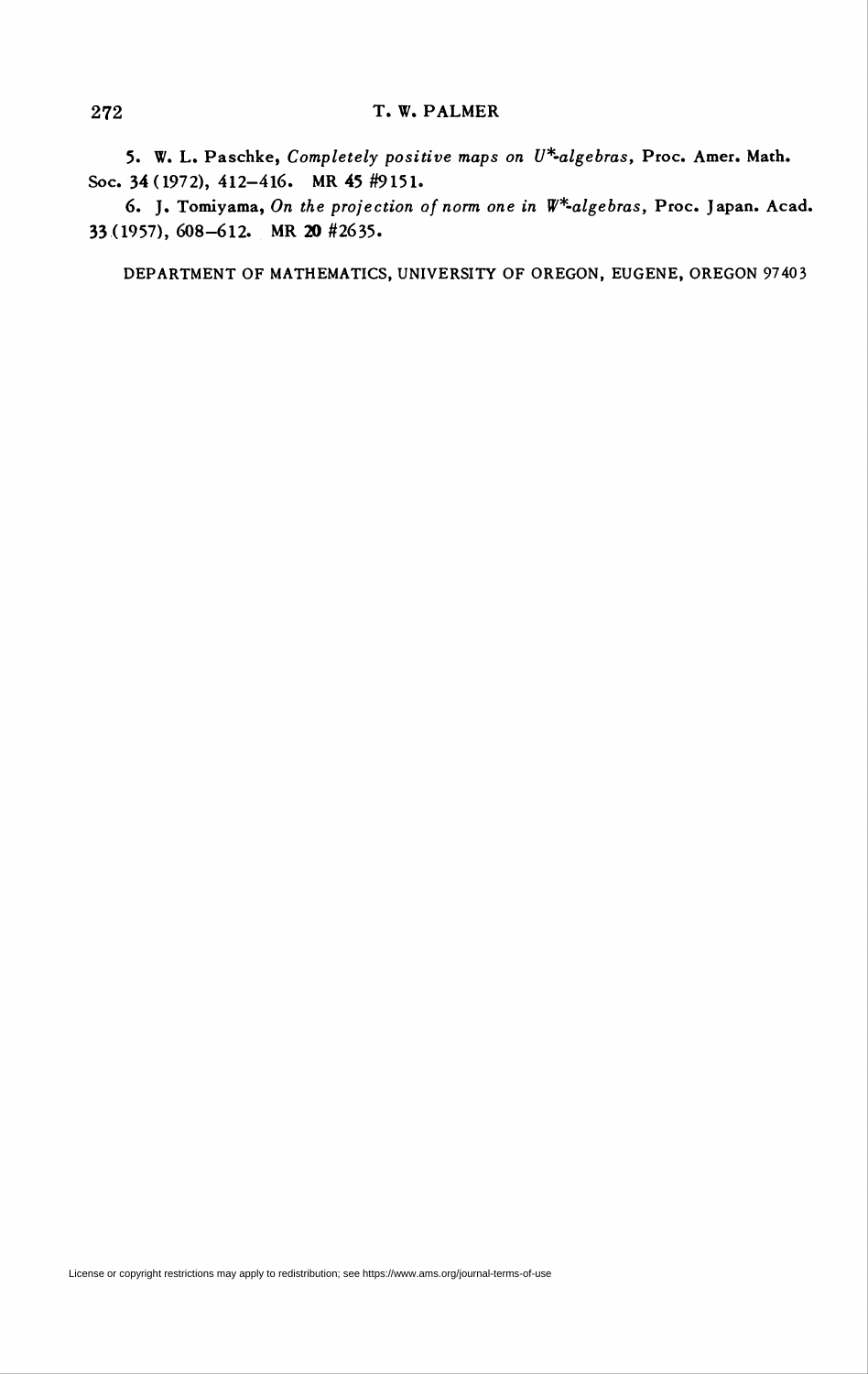5. **W. L. Paschke**, *Completely positive maps on $U^*$-algebras*, Proc. Amer. Math. Soc. **34** (1972), 412–416. MR **45** #9151.

6. **J. Tomiyama**, *On the projection of norm one in $W^*$-algebras*, Proc. Japan. Acad. **33** (1957), 608–612. MR **20** #2635.

DEPARTMENT OF MATHEMATICS, UNIVERSITY OF OREGON, EUGENE, OREGON 97403